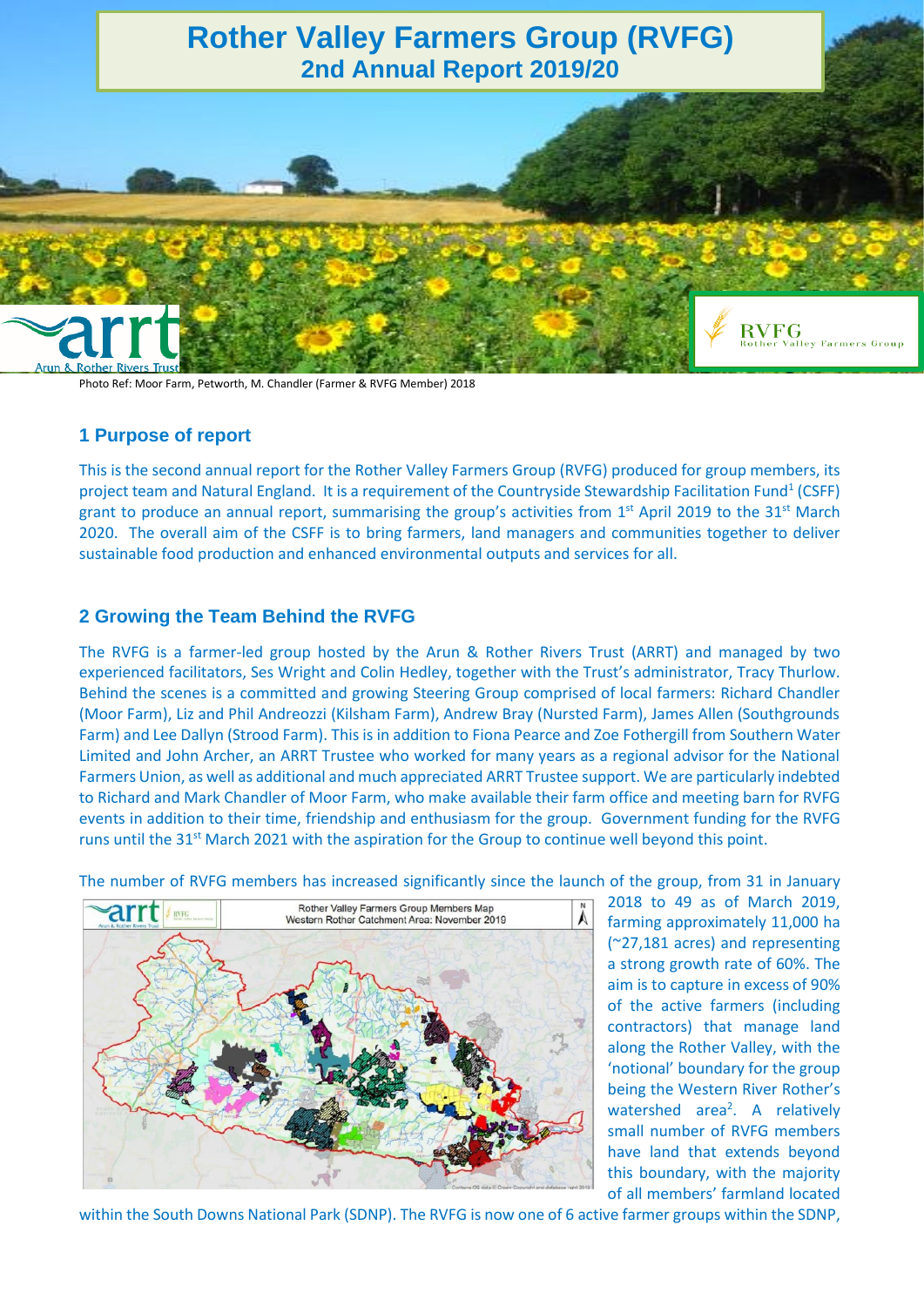# Rotter Valley Farmers Group (RVFG)

## 2nd Annual Report 2019/20

Photo Ref: Moor Farm, Petworth, M. Chandler (Farmer & RVFG Member) 2018

## 1 Purpose of report

This is the second annual report for the Rother Valley Farmers Group (RVFG) produced for group members, its project team and Natural England. It is a requirement of the Countryside Stewardship Facilitation Fund[1] (CSFF) grant to produce an annual report, summarising the group's activities from 1st April 2019 to the 31st March 2020. The overall aim of the CSFF is to bring farmers, land managers and communities together to deliver sustainable food production and enhanced environmental outputs and services for all.

## 2 Growing the Team Behind the RVFG

The RVFG is a farmer-led group hosted by the Arun & Rother Rivers Trust (ARRT) and managed by two experienced facilitators, Ses Wright and Colin Hedley, together with the Trust's administrator, Tracy Thurlow. Behind the scenes is a committed and growing Steering Group comprised of local farmers: Richard Chandler (Moor Farm), Liz and Phil Andreozzi (Kilsham Farm), Andrew Bray (Nursted Farm), James Allen (Southgrounds Farm) and Lee Dallyn (Strood Farm). This is in addition to Fiona Pearce and Zoe Fothergill from Southern Water Limited and John Archer, an ARRT Trustee who worked for many years as a regional advisor for the National Farmers Union, as well as additional and much appreciated ARRT Trustee support. We are particularly indebted to Richard and Mark Chandler of Moor Farm, who make available their farm office and meeting barn for RVFG events in addition to their time, friendship and enthusiasm for the group. Government funding for the RVFG runs until the 31st March 2021 with the aspiration for the Group to continue well beyond this point.

The number of RVFG members has increased significantly since the launch of the group, from 31 in January 2018 to 49 as of March 2019, farming approximately 11,000 ha (~27,181 acres) and representing a strong growth rate of 60%. The aim is to capture in excess of 90% of the active farmers (including contractors) that manage land along the Rother Valley, with the 'notional' boundary for the group being the Western River Rother's watershed area[2]. A relatively small number of RVFG members have land that extends beyond this boundary, with the majority of all members' farmland located within the South Downs National Park (SDNP). The RVFG is now one of 6 active farmer groups within the SDNP,

Rother Valley Farmers Group Members Map
Western Rother Catchment Area: November 2019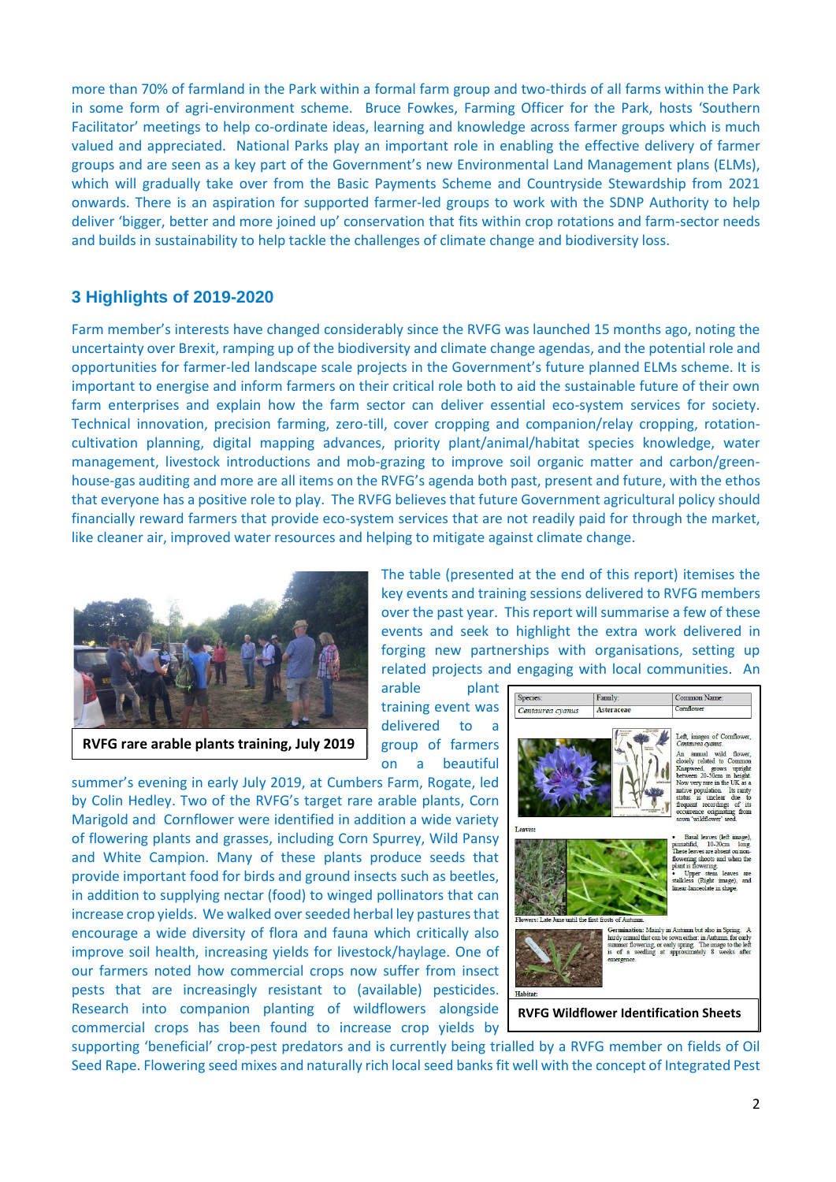more than 70% of farmland in the Park within a formal farm group and two-thirds of all farms within the Park in some form of agri-environment scheme. Bruce Fowkes, Farming Officer for the Park, hosts 'Southern Facilitator' meetings to help co-ordinate ideas, learning and knowledge across farmer groups which is much valued and appreciated. National Parks play an important role in enabling the effective delivery of farmer groups and are seen as a key part of the Government's new Environmental Land Management plans (ELMs), which will gradually take over from the Basic Payments Scheme and Countryside Stewardship from 2021 onwards. There is an aspiration for supported farmer-led groups to work with the SDNP Authority to help deliver 'bigger, better and more joined up' conservation that fits within crop rotations and farm-sector needs and builds in sustainability to help tackle the challenges of climate change and biodiversity loss.

## 3 Highlights of 2019-2020

Farm member's interests have changed considerably since the RVFG was launched 15 months ago, noting the uncertainty over Brexit, ramping up of the biodiversity and climate change agendas, and the potential role and opportunities for farmer-led landscape scale projects in the Government's future planned ELMs scheme. It is important to energise and inform farmers on their critical role both to aid the sustainable future of their own farm enterprises and explain how the farm sector can deliver essential eco-system services for society. Technical innovation, precision farming, zero-till, cover cropping and companion/relay cropping, rotation-cultivation planning, digital mapping advances, priority plant/animal/habitat species knowledge, water management, livestock introductions and mob-grazing to improve soil organic matter and carbon/green-house-gas auditing and more are all items on the RVFG's agenda both past, present and future, with the ethos that everyone has a positive role to play. The RVFG believes that future Government agricultural policy should financially reward farmers that provide eco-system services that are not readily paid for through the market, like cleaner air, improved water resources and helping to mitigate against climate change.

**RVFG rare arable plants training, July 2019**

The table (presented at the end of this report) itemises the key events and training sessions delivered to RVFG members over the past year. This report will summarise a few of these events and seek to highlight the extra work delivered in forging new partnerships with organisations, setting up related projects and engaging with local communities. An arable plant training event was delivered to a group of farmers on a beautiful summer's evening in early July 2019, at Cumbers Farm, Rogate, led by Colin Hedley. Two of the RVFG's target rare arable plants, Corn Marigold and Cornflower were identified in addition a wide variety of flowering plants and grasses, including Corn Spurrey, Wild Pansy and White Campion. Many of these plants produce seeds that provide important food for birds and ground insects such as beetles, in addition to supplying nectar (food) to winged pollinators that can increase crop yields. We walked over seeded herbal ley pastures that encourage a wide diversity of flora and fauna which critically also improve soil health, increasing yields for livestock/haylage. One of our farmers noted how commercial crops now suffer from insect pests that are increasingly resistant to (available) pesticides. Research into companion planting of wildflowers alongside commercial crops has been found to increase crop yields by supporting 'beneficial' crop-pest predators and is currently being trialled by a RVFG member on fields of Oil Seed Rape. Flowering seed mixes and naturally rich local seed banks fit well with the concept of Integrated Pest

| Species: | Family: | Common Name: |
|---|---|---|
| *Centaurea cyanus* | Asteraceae | Cornflower |

Left, images of Cornflower, *Centaurea cyanus*.

An annual wild flower, closely related to Common Knapweed, grows upright between 20-50cm in height. Now very rare in the UK as a native population. Its rarity status is unclear due to frequent recordings of its occurrence originating from sown 'wildflower' seed.

Leaves:

- Basal leaves (left image), pinnatifid, 10-20cm long. These leaves are absent on non-flowering shoots and when the plant is flowering.
- Upper stem leaves are stalkless (Right image), and linear-lanceolate in shape.

Flowers: Late June until the first frosts of Autumn.

Germination: Mainly in Autumn but also in Spring. A hardy annual that can be sown either in Autumn for early summer flowering or early spring. The image to the left is of a seedling at approximately 8 weeks after emergence.

Habitat:

**RVFG Wildflower Identification Sheets**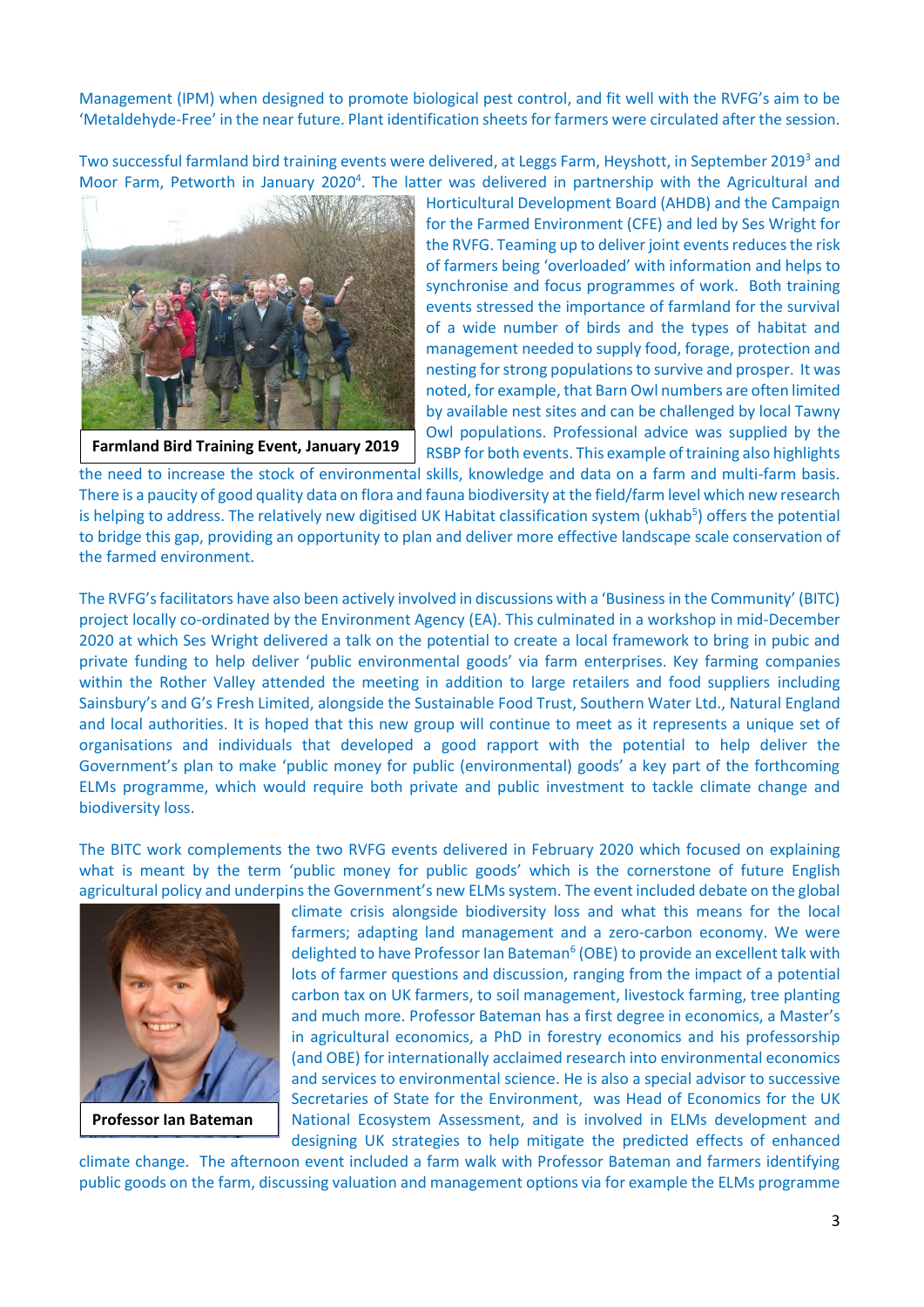Management (IPM) when designed to promote biological pest control, and fit well with the RVFG's aim to be 'Metaldehyde-Free' in the near future. Plant identification sheets for farmers were circulated after the session.

Two successful farmland bird training events were delivered, at Leggs Farm, Heyshott, in September 2019[3] and Moor Farm, Petworth in January 2020[4]. The latter was delivered in partnership with the Agricultural and Horticultural Development Board (AHDB) and the Campaign for the Farmed Environment (CFE) and led by Ses Wright for the RVFG. Teaming up to deliver joint events reduces the risk of farmers being 'overloaded' with information and helps to synchronise and focus programmes of work. Both training events stressed the importance of farmland for the survival of a wide number of birds and the types of habitat and management needed to supply food, forage, protection and nesting for strong populations to survive and prosper. It was noted, for example, that Barn Owl numbers are often limited by available nest sites and can be challenged by local Tawny Owl populations. Professional advice was supplied by the RSBP for both events. This example of training also highlights the need to increase the stock of environmental skills, knowledge and data on a farm and multi-farm basis. There is a paucity of good quality data on flora and fauna biodiversity at the field/farm level which new research is helping to address. The relatively new digitised UK Habitat classification system (ukhab[5]) offers the potential to bridge this gap, providing an opportunity to plan and deliver more effective landscape scale conservation of the farmed environment.

**Farmland Bird Training Event, January 2019**

The RVFG's facilitators have also been actively involved in discussions with a 'Business in the Community' (BITC) project locally co-ordinated by the Environment Agency (EA). This culminated in a workshop in mid-December 2020 at which Ses Wright delivered a talk on the potential to create a local framework to bring in public and private funding to help deliver 'public environmental goods' via farm enterprises. Key farming companies within the Rother Valley attended the meeting in addition to large retailers and food suppliers including Sainsbury's and G's Fresh Limited, alongside the Sustainable Food Trust, Southern Water Ltd., Natural England and local authorities. It is hoped that this new group will continue to meet as it represents a unique set of organisations and individuals that developed a good rapport with the potential to help deliver the Government's plan to make 'public money for public (environmental) goods' a key part of the forthcoming ELMs programme, which would require both private and public investment to tackle climate change and biodiversity loss.

The BITC work complements the two RVFG events delivered in February 2020 which focused on explaining what is meant by the term 'public money for public goods' which is the cornerstone of future English agricultural policy and underpins the Government's new ELMs system. The event included debate on the global climate crisis alongside biodiversity loss and what this means for the local farmers; adapting land management and a zero-carbon economy. We were delighted to have Professor Ian Bateman[6] (OBE) to provide an excellent talk with lots of farmer questions and discussion, ranging from the impact of a potential carbon tax on UK farmers, to soil management, livestock farming, tree planting and much more. Professor Bateman has a first degree in economics, a Master's in agricultural economics, a PhD in forestry economics and his professorship (and OBE) for internationally acclaimed research into environmental economics and services to environmental science. He is also a special advisor to successive Secretaries of State for the Environment, was Head of Economics for the UK National Ecosystem Assessment, and is involved in ELMs development and designing UK strategies to help mitigate the predicted effects of enhanced climate change. The afternoon event included a farm walk with Professor Bateman and farmers identifying public goods on the farm, discussing valuation and management options via for example the ELMs programme

**Professor Ian Bateman**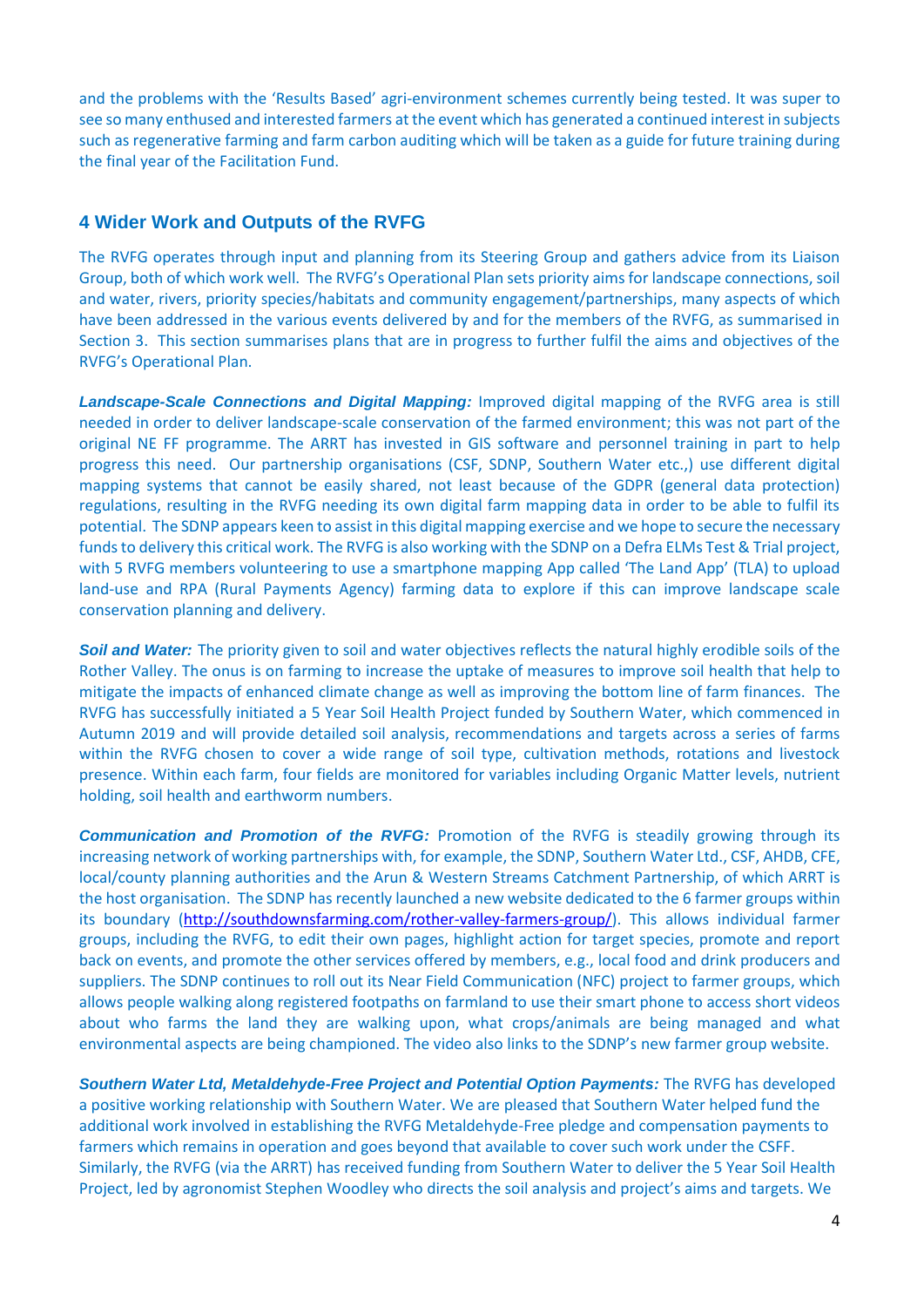and the problems with the 'Results Based' agri-environment schemes currently being tested. It was super to see so many enthused and interested farmers at the event which has generated a continued interest in subjects such as regenerative farming and farm carbon auditing which will be taken as a guide for future training during the final year of the Facilitation Fund.

## 4 Wider Work and Outputs of the RVFG

The RVFG operates through input and planning from its Steering Group and gathers advice from its Liaison Group, both of which work well. The RVFG's Operational Plan sets priority aims for landscape connections, soil and water, rivers, priority species/habitats and community engagement/partnerships, many aspects of which have been addressed in the various events delivered by and for the members of the RVFG, as summarised in Section 3. This section summarises plans that are in progress to further fulfil the aims and objectives of the RVFG's Operational Plan.

***Landscape-Scale Connections and Digital Mapping:*** Improved digital mapping of the RVFG area is still needed in order to deliver landscape-scale conservation of the farmed environment; this was not part of the original NE FF programme. The ARRT has invested in GIS software and personnel training in part to help progress this need. Our partnership organisations (CSF, SDNP, Southern Water etc.,) use different digital mapping systems that cannot be easily shared, not least because of the GDPR (general data protection) regulations, resulting in the RVFG needing its own digital farm mapping data in order to be able to fulfil its potential. The SDNP appears keen to assist in this digital mapping exercise and we hope to secure the necessary funds to delivery this critical work. The RVFG is also working with the SDNP on a Defra ELMs Test & Trial project, with 5 RVFG members volunteering to use a smartphone mapping App called 'The Land App' (TLA) to upload land-use and RPA (Rural Payments Agency) farming data to explore if this can improve landscape scale conservation planning and delivery.

***Soil and Water:*** The priority given to soil and water objectives reflects the natural highly erodible soils of the Rother Valley. The onus is on farming to increase the uptake of measures to improve soil health that help to mitigate the impacts of enhanced climate change as well as improving the bottom line of farm finances. The RVFG has successfully initiated a 5 Year Soil Health Project funded by Southern Water, which commenced in Autumn 2019 and will provide detailed soil analysis, recommendations and targets across a series of farms within the RVFG chosen to cover a wide range of soil type, cultivation methods, rotations and livestock presence. Within each farm, four fields are monitored for variables including Organic Matter levels, nutrient holding, soil health and earthworm numbers.

***Communication and Promotion of the RVFG:*** Promotion of the RVFG is steadily growing through its increasing network of working partnerships with, for example, the SDNP, Southern Water Ltd., CSF, AHDB, CFE, local/county planning authorities and the Arun & Western Streams Catchment Partnership, of which ARRT is the host organisation. The SDNP has recently launched a new website dedicated to the 6 farmer groups within its boundary (http://southdownsfarming.com/rother-valley-farmers-group/). This allows individual farmer groups, including the RVFG, to edit their own pages, highlight action for target species, promote and report back on events, and promote the other services offered by members, e.g., local food and drink producers and suppliers. The SDNP continues to roll out its Near Field Communication (NFC) project to farmer groups, which allows people walking along registered footpaths on farmland to use their smart phone to access short videos about who farms the land they are walking upon, what crops/animals are being managed and what environmental aspects are being championed. The video also links to the SDNP's new farmer group website.

***Southern Water Ltd, Metaldehyde-Free Project and Potential Option Payments:*** The RVFG has developed a positive working relationship with Southern Water. We are pleased that Southern Water helped fund the additional work involved in establishing the RVFG Metaldehyde-Free pledge and compensation payments to farmers which remains in operation and goes beyond that available to cover such work under the CSFF. Similarly, the RVFG (via the ARRT) has received funding from Southern Water to deliver the 5 Year Soil Health Project, led by agronomist Stephen Woodley who directs the soil analysis and project's aims and targets. We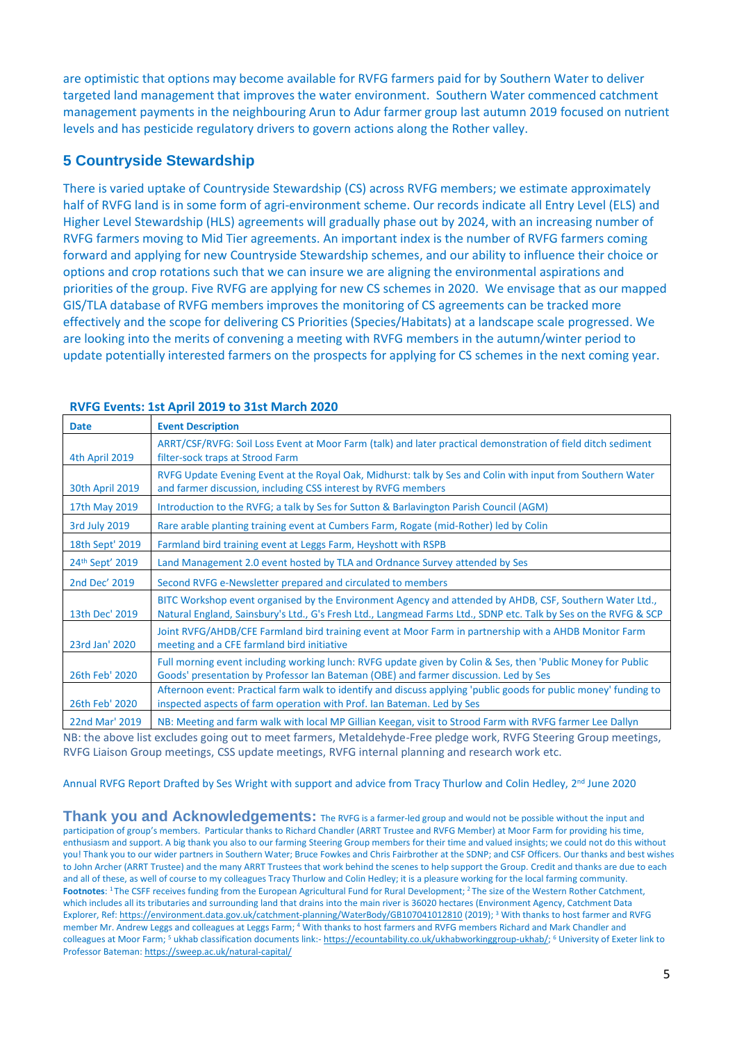are optimistic that options may become available for RVFG farmers paid for by Southern Water to deliver targeted land management that improves the water environment. Southern Water commenced catchment management payments in the neighbouring Arun to Adur farmer group last autumn 2019 focused on nutrient levels and has pesticide regulatory drivers to govern actions along the Rother valley.

## 5 Countryside Stewardship

There is varied uptake of Countryside Stewardship (CS) across RVFG members; we estimate approximately half of RVFG land is in some form of agri-environment scheme. Our records indicate all Entry Level (ELS) and Higher Level Stewardship (HLS) agreements will gradually phase out by 2024, with an increasing number of RVFG farmers moving to Mid Tier agreements. An important index is the number of RVFG farmers coming forward and applying for new Countryside Stewardship schemes, and our ability to influence their choice or options and crop rotations such that we can insure we are aligning the environmental aspirations and priorities of the group. Five RVFG are applying for new CS schemes in 2020. We envisage that as our mapped GIS/TLA database of RVFG members improves the monitoring of CS agreements can be tracked more effectively and the scope for delivering CS Priorities (Species/Habitats) at a landscape scale progressed. We are looking into the merits of convening a meeting with RVFG members in the autumn/winter period to update potentially interested farmers on the prospects for applying for CS schemes in the next coming year.

**RVFG Events: 1st April 2019 to 31st March 2020**

| Date | Event Description |
|---|---|
| 4th April 2019 | ARRT/CSF/RVFG: Soil Loss Event at Moor Farm (talk) and later practical demonstration of field ditch sediment filter-sock traps at Strood Farm |
| 30th April 2019 | RVFG Update Evening Event at the Royal Oak, Midhurst: talk by Ses and Colin with input from Southern Water and farmer discussion, including CSS interest by RVFG members |
| 17th May 2019 | Introduction to the RVFG; a talk by Ses for Sutton & Barlavington Parish Council (AGM) |
| 3rd July 2019 | Rare arable planting training event at Cumbers Farm, Rogate (mid-Rother) led by Colin |
| 18th Sept' 2019 | Farmland bird training event at Leggs Farm, Heyshott with RSPB |
| 24th Sept' 2019 | Land Management 2.0 event hosted by TLA and Ordnance Survey attended by Ses |
| 2nd Dec' 2019 | Second RVFG e-Newsletter prepared and circulated to members |
| 13th Dec' 2019 | BITC Workshop event organised by the Environment Agency and attended by AHDB, CSF, Southern Water Ltd., Natural England, Sainsbury's Ltd., G's Fresh Ltd., Langmead Farms Ltd., SDNP etc. Talk by Ses on the RVFG & SCP |
| 23rd Jan' 2020 | Joint RVFG/AHDB/CFE Farmland bird training event at Moor Farm in partnership with a AHDB Monitor Farm meeting and a CFE farmland bird initiative |
| 26th Feb' 2020 | Full morning event including working lunch: RVFG update given by Colin & Ses, then 'Public Money for Public Goods' presentation by Professor Ian Bateman (OBE) and farmer discussion. Led by Ses |
| 26th Feb' 2020 | Afternoon event: Practical farm walk to identify and discuss applying 'public goods for public money' funding to inspected aspects of farm operation with Prof. Ian Bateman. Led by Ses |
| 22nd Mar' 2019 | NB: Meeting and farm walk with local MP Gillian Keegan, visit to Strood Farm with RVFG farmer Lee Dallyn |

NB: the above list excludes going out to meet farmers, Metaldehyde-Free pledge work, RVFG Steering Group meetings, RVFG Liaison Group meetings, CSS update meetings, RVFG internal planning and research work etc.

Annual RVFG Report Drafted by Ses Wright with support and advice from Tracy Thurlow and Colin Hedley, 2nd June 2020

**Thank you and Acknowledgements:** The RVFG is a farmer-led group and would not be possible without the input and participation of group's members. Particular thanks to Richard Chandler (ARRT Trustee and RVFG Member) at Moor Farm for providing his time, enthusiasm and support. A big thank you also to our farming Steering Group members for their time and valued insights; we could not do this without you! Thank you to our wider partners in Southern Water; Bruce Fowkes and Chris Fairbrother at the SDNP; and CSF Officers. Our thanks and best wishes to John Archer (ARRT Trustee) and the many ARRT Trustees that work behind the scenes to help support the Group. Credit and thanks are due to each and all of these, as well of course to my colleagues Tracy Thurlow and Colin Hedley; it is a pleasure working for the local farming community.

**Footnotes**: [1] The CSFF receives funding from the European Agricultural Fund for Rural Development; [2] The size of the Western Rother Catchment, which includes all its tributaries and surrounding land that drains into the main river is 36020 hectares (Environment Agency, Catchment Data Explorer, Ref: https://environment.data.gov.uk/catchment-planning/WaterBody/GB107041012810 (2019); [3] With thanks to host farmer and RVFG member Mr. Andrew Leggs and colleagues at Leggs Farm; [4] With thanks to host farmers and RVFG members Richard and Mark Chandler and colleagues at Moor Farm; [5] ukhab classification documents link:- https://ecountability.co.uk/ukhabworkinggroup-ukhab/; [6] University of Exeter link to Professor Bateman: https://sweep.ac.uk/natural-capital/